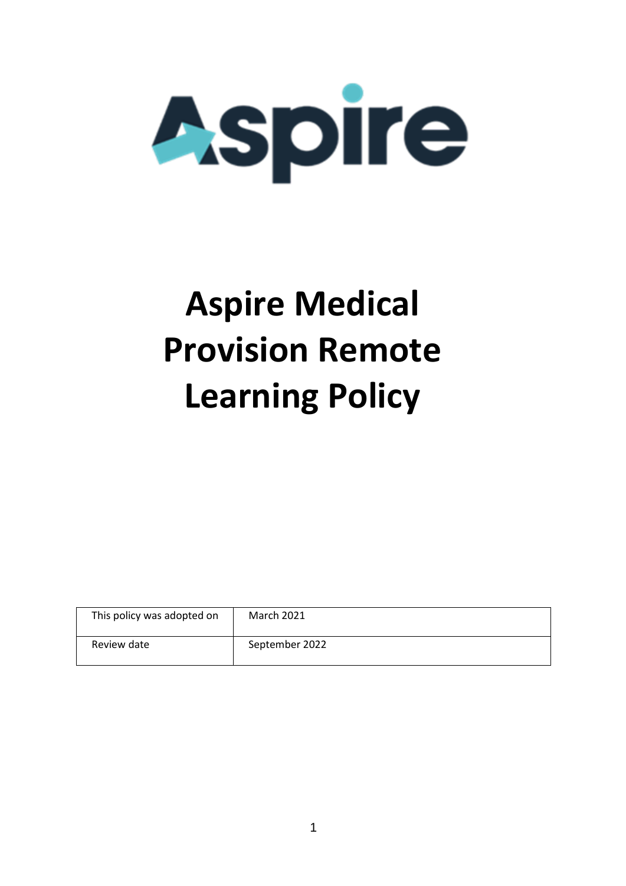Aspire

# Aspire Medical Provision Remote Learning Policy

| This policy was adopted on | March 2021 |
| --- | --- |
| Review date | September 2022 |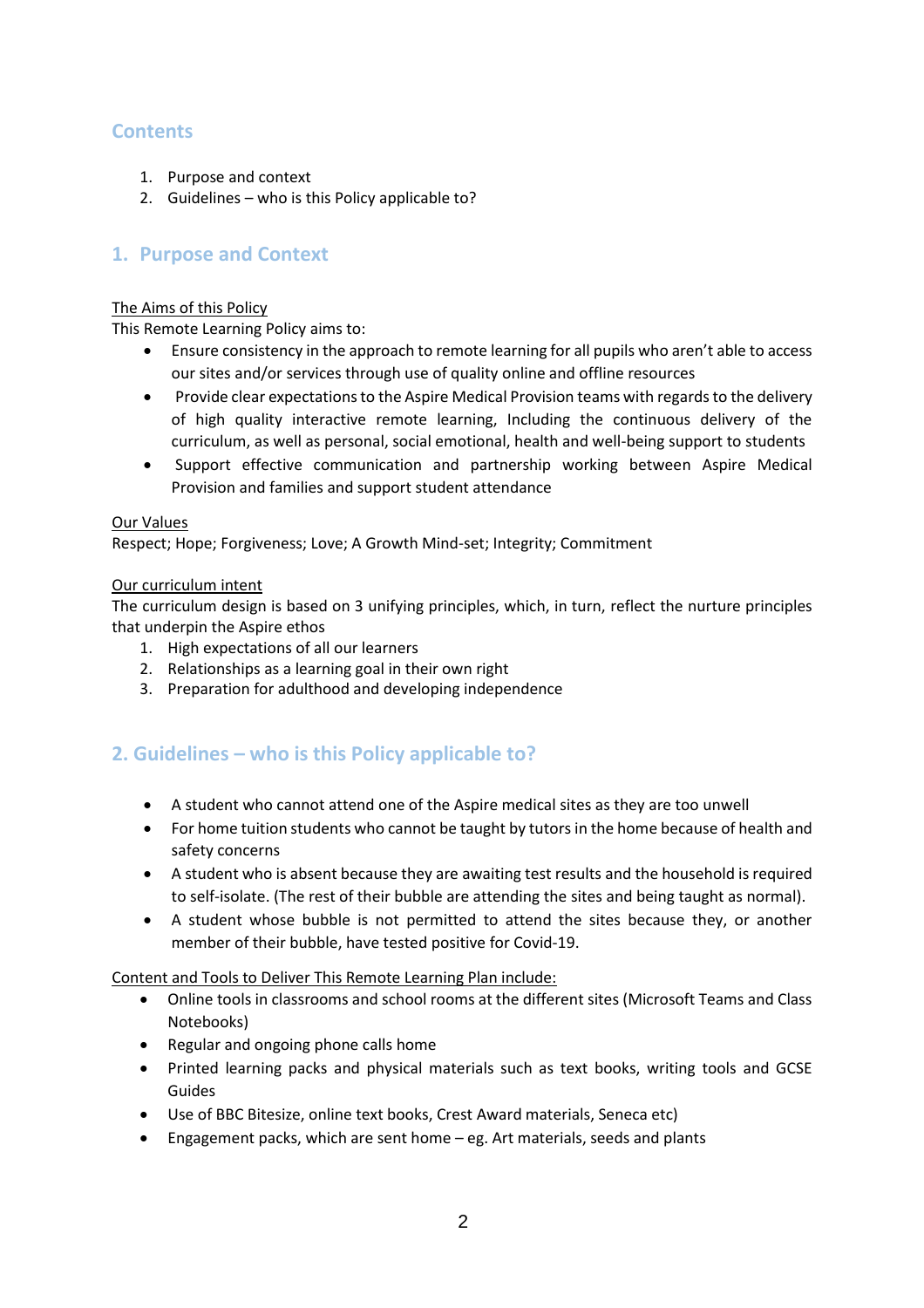## Contents

1. Purpose and context
2. Guidelines – who is this Policy applicable to?

## 1. Purpose and Context

The Aims of this Policy

This Remote Learning Policy aims to:

- Ensure consistency in the approach to remote learning for all pupils who aren't able to access our sites and/or services through use of quality online and offline resources
- Provide clear expectations to the Aspire Medical Provision teams with regards to the delivery of high quality interactive remote learning, Including the continuous delivery of the curriculum, as well as personal, social emotional, health and well-being support to students
- Support effective communication and partnership working between Aspire Medical Provision and families and support student attendance

Our Values

Respect; Hope; Forgiveness; Love; A Growth Mind-set; Integrity; Commitment

Our curriculum intent

The curriculum design is based on 3 unifying principles, which, in turn, reflect the nurture principles that underpin the Aspire ethos

1. High expectations of all our learners
2. Relationships as a learning goal in their own right
3. Preparation for adulthood and developing independence

## 2. Guidelines – who is this Policy applicable to?

- A student who cannot attend one of the Aspire medical sites as they are too unwell
- For home tuition students who cannot be taught by tutors in the home because of health and safety concerns
- A student who is absent because they are awaiting test results and the household is required to self-isolate. (The rest of their bubble are attending the sites and being taught as normal).
- A student whose bubble is not permitted to attend the sites because they, or another member of their bubble, have tested positive for Covid-19.

Content and Tools to Deliver This Remote Learning Plan include:

- Online tools in classrooms and school rooms at the different sites (Microsoft Teams and Class Notebooks)
- Regular and ongoing phone calls home
- Printed learning packs and physical materials such as text books, writing tools and GCSE Guides
- Use of BBC Bitesize, online text books, Crest Award materials, Seneca etc)
- Engagement packs, which are sent home – eg. Art materials, seeds and plants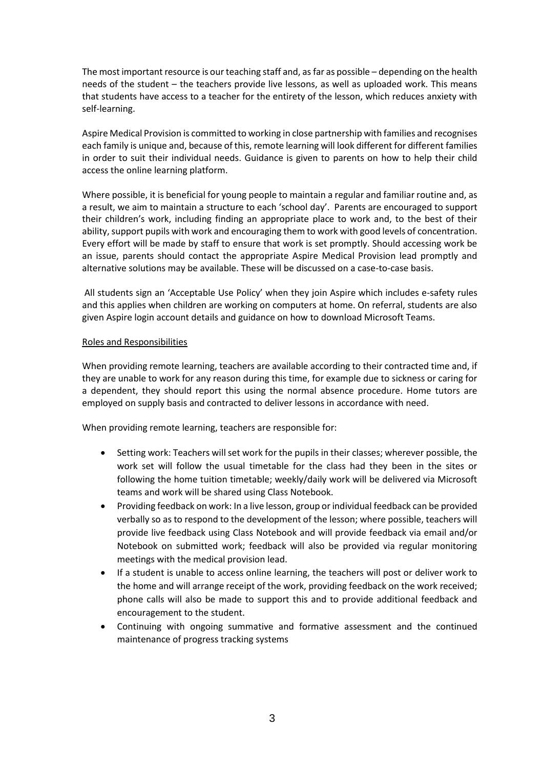The most important resource is our teaching staff and, as far as possible – depending on the health needs of the student – the teachers provide live lessons, as well as uploaded work. This means that students have access to a teacher for the entirety of the lesson, which reduces anxiety with self-learning.

Aspire Medical Provision is committed to working in close partnership with families and recognises each family is unique and, because of this, remote learning will look different for different families in order to suit their individual needs. Guidance is given to parents on how to help their child access the online learning platform.

Where possible, it is beneficial for young people to maintain a regular and familiar routine and, as a result, we aim to maintain a structure to each 'school day'. Parents are encouraged to support their children's work, including finding an appropriate place to work and, to the best of their ability, support pupils with work and encouraging them to work with good levels of concentration. Every effort will be made by staff to ensure that work is set promptly. Should accessing work be an issue, parents should contact the appropriate Aspire Medical Provision lead promptly and alternative solutions may be available. These will be discussed on a case-to-case basis.

All students sign an 'Acceptable Use Policy' when they join Aspire which includes e-safety rules and this applies when children are working on computers at home. On referral, students are also given Aspire login account details and guidance on how to download Microsoft Teams.

## Roles and Responsibilities

When providing remote learning, teachers are available according to their contracted time and, if they are unable to work for any reason during this time, for example due to sickness or caring for a dependent, they should report this using the normal absence procedure. Home tutors are employed on supply basis and contracted to deliver lessons in accordance with need.

When providing remote learning, teachers are responsible for:

- Setting work: Teachers will set work for the pupils in their classes; wherever possible, the work set will follow the usual timetable for the class had they been in the sites or following the home tuition timetable; weekly/daily work will be delivered via Microsoft teams and work will be shared using Class Notebook.
- Providing feedback on work: In a live lesson, group or individual feedback can be provided verbally so as to respond to the development of the lesson; where possible, teachers will provide live feedback using Class Notebook and will provide feedback via email and/or Notebook on submitted work; feedback will also be provided via regular monitoring meetings with the medical provision lead.
- If a student is unable to access online learning, the teachers will post or deliver work to the home and will arrange receipt of the work, providing feedback on the work received; phone calls will also be made to support this and to provide additional feedback and encouragement to the student.
- Continuing with ongoing summative and formative assessment and the continued maintenance of progress tracking systems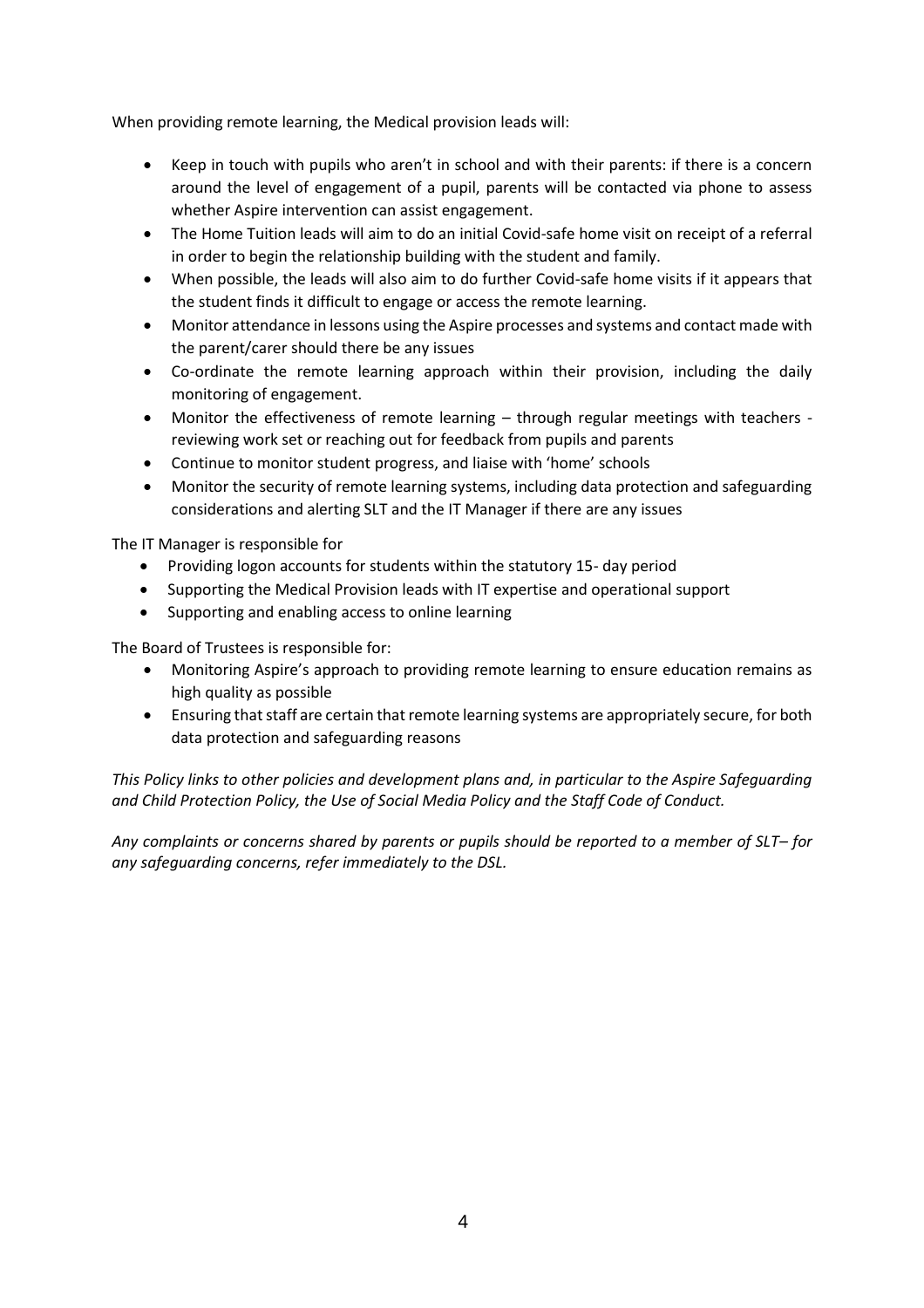When providing remote learning, the Medical provision leads will:

- Keep in touch with pupils who aren't in school and with their parents: if there is a concern around the level of engagement of a pupil, parents will be contacted via phone to assess whether Aspire intervention can assist engagement.
- The Home Tuition leads will aim to do an initial Covid-safe home visit on receipt of a referral in order to begin the relationship building with the student and family.
- When possible, the leads will also aim to do further Covid-safe home visits if it appears that the student finds it difficult to engage or access the remote learning.
- Monitor attendance in lessons using the Aspire processes and systems and contact made with the parent/carer should there be any issues
- Co-ordinate the remote learning approach within their provision, including the daily monitoring of engagement.
- Monitor the effectiveness of remote learning – through regular meetings with teachers - reviewing work set or reaching out for feedback from pupils and parents
- Continue to monitor student progress, and liaise with 'home' schools
- Monitor the security of remote learning systems, including data protection and safeguarding considerations and alerting SLT and the IT Manager if there are any issues

The IT Manager is responsible for

- Providing logon accounts for students within the statutory 15- day period
- Supporting the Medical Provision leads with IT expertise and operational support
- Supporting and enabling access to online learning

The Board of Trustees is responsible for:

- Monitoring Aspire's approach to providing remote learning to ensure education remains as high quality as possible
- Ensuring that staff are certain that remote learning systems are appropriately secure, for both data protection and safeguarding reasons

*This Policy links to other policies and development plans and, in particular to the Aspire Safeguarding and Child Protection Policy, the Use of Social Media Policy and the Staff Code of Conduct.*

*Any complaints or concerns shared by parents or pupils should be reported to a member of SLT– for any safeguarding concerns, refer immediately to the DSL.*